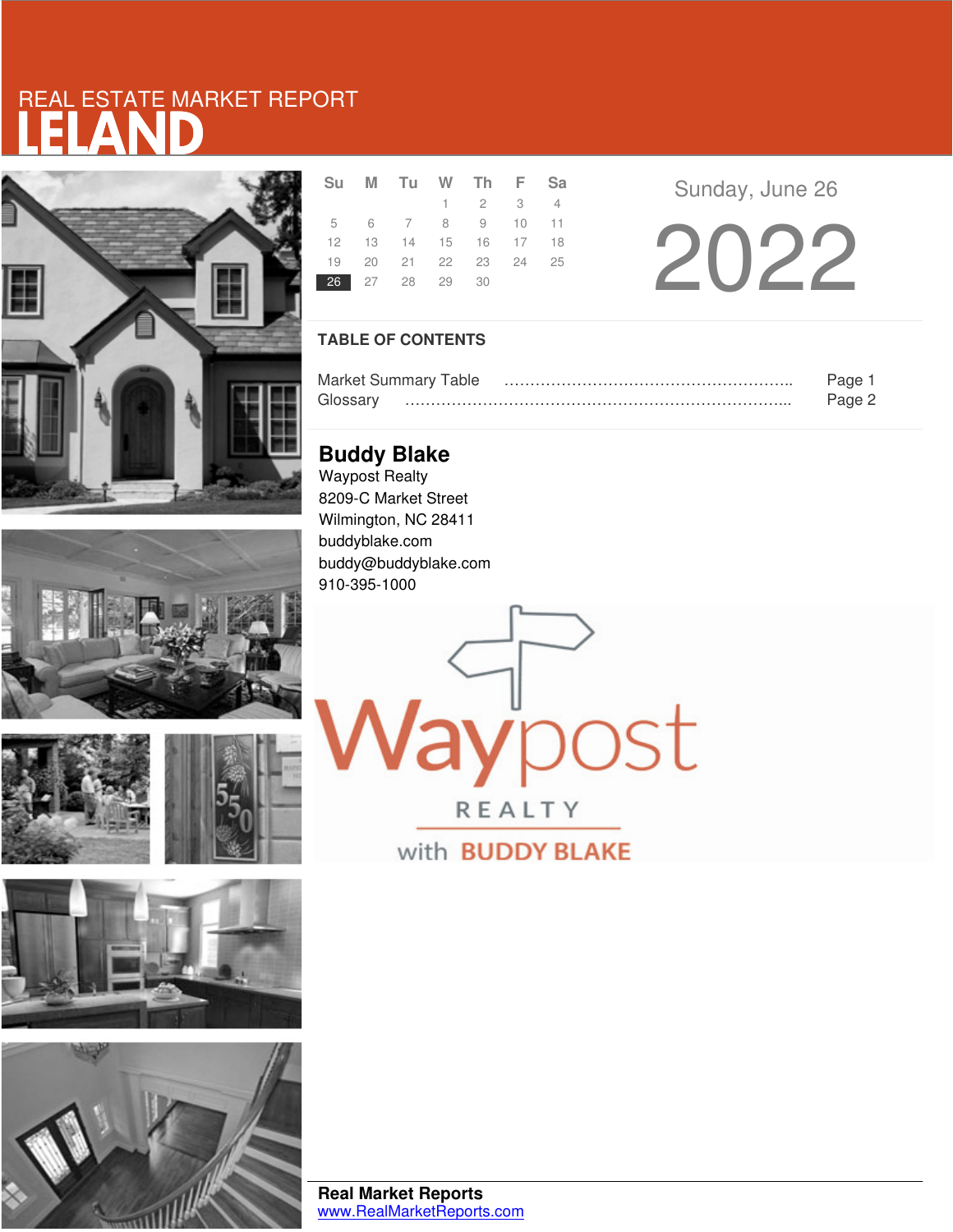# REAL ESTATE MARKET REPORT LELAND

| Su | M | Tu | W | Th | F | Sa |
|---|---|---|---|---|---|---|
| | | | 1 | 2 | 3 | 4 |
| 5 | 6 | 7 | 8 | 9 | 10 | 11 |
| 12 | 13 | 14 | 15 | 16 | 17 | 18 |
| 19 | 20 | 21 | 22 | 23 | 24 | 25 |
| **26** | 27 | 28 | 29 | 30 | | |

Sunday, June 26

2022

## TABLE OF CONTENTS

Market Summary Table ………………………………………………….. Page 1
Glossary ……………………………………………………………………... Page 2

**Buddy Blake**
Waypost Realty
8209-C Market Street
Wilmington, NC 28411
buddyblake.com
buddy@buddyblake.com
910-395-1000

Waypost REALTY with BUDDY BLAKE

**Real Market Reports**
www.RealMarketReports.com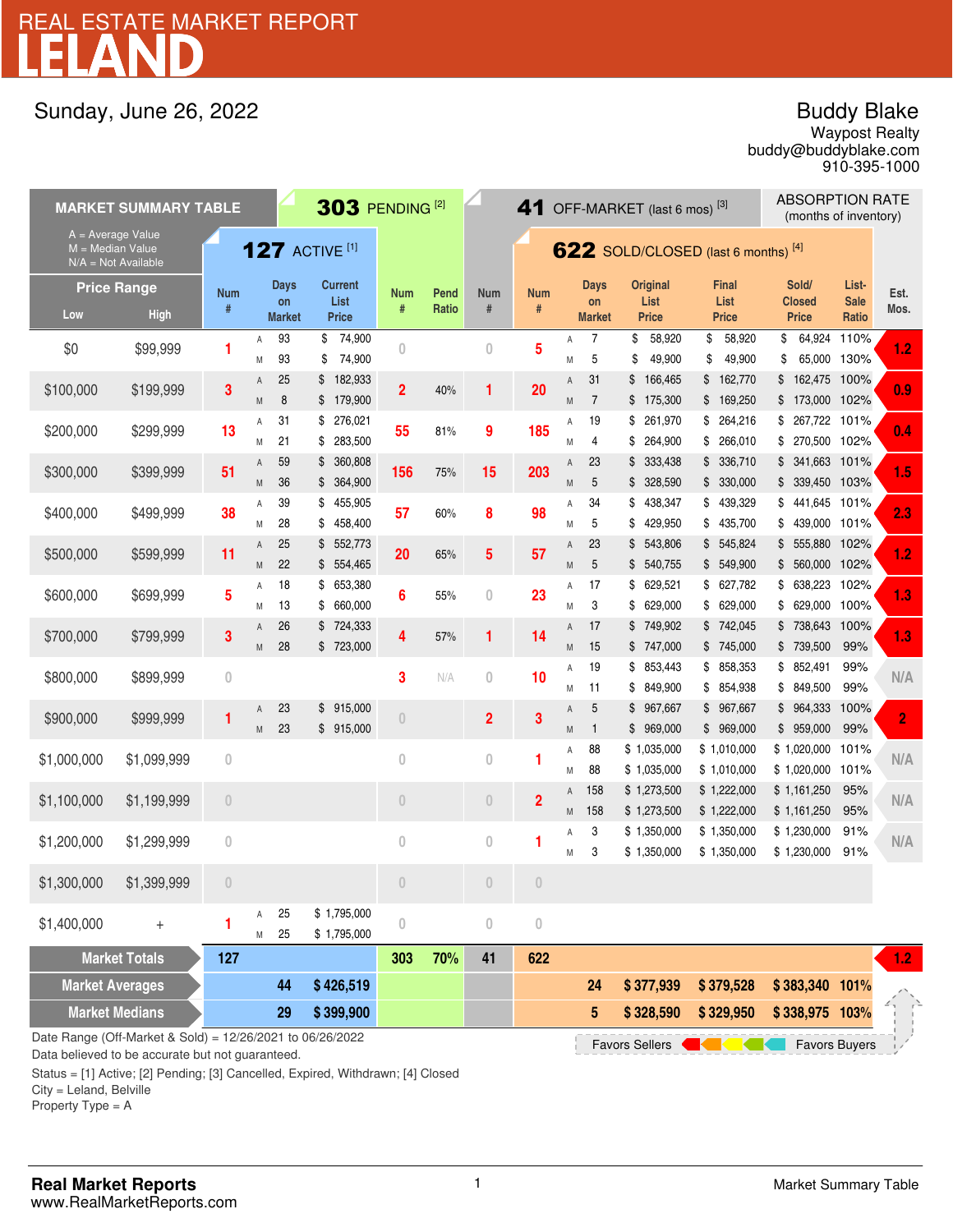# REAL ESTATE MARKET REPORT LELAND

Sunday, June 26, 2022

**Buddy Blake**
Waypost Realty
buddy@buddyblake.com
910-395-1000

## MARKET SUMMARY TABLE

A = Average Value
M = Median Value
N/A = Not Available

| Price Range | | 127 ACTIVE [1] | | | | 303 PENDING [2] | | 41 OFF-MARKET (last 6 mos) [3] | 622 SOLD/CLOSED (last 6 months) [4] | | | | | | | ABSORPTION RATE (months of inventory) |
|---|---|---|---|---|---|---|---|---|---|---|---|---|---|---|---|---|
| Low | High | Num # | | Days on Market | Current List Price | Num # | Pend Ratio | Num # | Num # | | Days on Market | Original List Price | Final List Price | Sold/ Closed Price | List-Sale Ratio | Est. Mos. |
| $0 | $99,999 | 1 | A | 93 | $ 74,900 | 0 | | 0 | 5 | A | 7 | $ 58,920 | $ 58,920 | $ 64,924 | 110% | 1.2 |
| | | | M | 93 | $ 74,900 | | | | | M | 5 | $ 49,900 | $ 49,900 | $ 65,000 | 130% | |
| $100,000 | $199,999 | 3 | A | 25 | $ 182,933 | 2 | 40% | 1 | 20 | A | 31 | $ 166,465 | $ 162,770 | $ 162,475 | 100% | 0.9 |
| | | | M | 8 | $ 179,900 | | | | | M | 7 | $ 175,300 | $ 169,250 | $ 173,000 | 102% | |
| $200,000 | $299,999 | 13 | A | 31 | $ 276,021 | 55 | 81% | 9 | 185 | A | 19 | $ 261,970 | $ 264,216 | $ 267,722 | 101% | 0.4 |
| | | | M | 21 | $ 283,500 | | | | | M | 4 | $ 264,900 | $ 266,010 | $ 270,500 | 102% | |
| $300,000 | $399,999 | 51 | A | 59 | $ 360,808 | 156 | 75% | 15 | 203 | A | 23 | $ 333,438 | $ 336,710 | $ 341,663 | 101% | 1.5 |
| | | | M | 36 | $ 364,900 | | | | | M | 5 | $ 328,590 | $ 330,000 | $ 339,450 | 103% | |
| $400,000 | $499,999 | 38 | A | 39 | $ 455,905 | 57 | 60% | 8 | 98 | A | 34 | $ 438,347 | $ 439,329 | $ 441,645 | 101% | 2.3 |
| | | | M | 28 | $ 458,400 | | | | | M | 5 | $ 429,950 | $ 435,700 | $ 439,000 | 101% | |
| $500,000 | $599,999 | 11 | A | 25 | $ 552,773 | 20 | 65% | 5 | 57 | A | 23 | $ 543,806 | $ 545,824 | $ 555,880 | 102% | 1.2 |
| | | | M | 22 | $ 554,465 | | | | | M | 5 | $ 540,755 | $ 549,900 | $ 560,000 | 102% | |
| $600,000 | $699,999 | 5 | A | 18 | $ 653,380 | 6 | 55% | 0 | 23 | A | 17 | $ 629,521 | $ 627,782 | $ 638,223 | 102% | 1.3 |
| | | | M | 13 | $ 660,000 | | | | | M | 3 | $ 629,000 | $ 629,000 | $ 629,000 | 100% | |
| $700,000 | $799,999 | 3 | A | 26 | $ 724,333 | 4 | 57% | 1 | 14 | A | 17 | $ 749,902 | $ 742,045 | $ 738,643 | 100% | 1.3 |
| | | | M | 28 | $ 723,000 | | | | | M | 15 | $ 747,000 | $ 745,000 | $ 739,500 | 99% | |
| $800,000 | $899,999 | 0 | | | | 3 | N/A | 0 | 10 | A | 19 | $ 853,443 | $ 858,353 | $ 852,491 | 99% | N/A |
| | | | | | | | | | | M | 11 | $ 849,900 | $ 854,938 | $ 849,500 | 99% | |
| $900,000 | $999,999 | 1 | A | 23 | $ 915,000 | 0 | | 2 | 3 | A | 5 | $ 967,667 | $ 967,667 | $ 964,333 | 100% | 2 |
| | | | M | 23 | $ 915,000 | | | | | M | 1 | $ 969,000 | $ 969,000 | $ 959,000 | 99% | |
| $1,000,000 | $1,099,999 | 0 | | | | 0 | | 0 | 1 | A | 88 | $ 1,035,000 | $ 1,010,000 | $ 1,020,000 | 101% | N/A |
| | | | | | | | | | | M | 88 | $ 1,035,000 | $ 1,010,000 | $ 1,020,000 | 101% | |
| $1,100,000 | $1,199,999 | 0 | | | | 0 | | 0 | 2 | A | 158 | $ 1,273,500 | $ 1,222,000 | $ 1,161,250 | 95% | N/A |
| | | | | | | | | | | M | 158 | $ 1,273,500 | $ 1,222,000 | $ 1,161,250 | 95% | |
| $1,200,000 | $1,299,999 | 0 | | | | 0 | | 0 | 1 | A | 3 | $ 1,350,000 | $ 1,350,000 | $ 1,230,000 | 91% | N/A |
| | | | | | | | | | | M | 3 | $ 1,350,000 | $ 1,350,000 | $ 1,230,000 | 91% | |
| $1,300,000 | $1,399,999 | 0 | | | | 0 | | 0 | 0 | | | | | | | |
| $1,400,000 | + | 1 | A | 25 | $ 1,795,000 | 0 | | 0 | 0 | | | | | | | |
| | | | M | 25 | $ 1,795,000 | | | | | | | | | | | |
| **Market Totals** | | **127** | | | | **303** | **70%** | **41** | **622** | | | | | | | **1.2** |
| **Market Averages** | | | | **44** | **$ 426,519** | | | | | | **24** | **$ 377,939** | **$ 379,528** | **$ 383,340** | **101%** | |
| **Market Medians** | | | | **29** | **$ 399,900** | | | | | | **5** | **$ 328,590** | **$ 329,950** | **$ 338,975** | **103%** | |

Favors Sellers ← → Favors Buyers

Date Range (Off-Market & Sold) = 12/26/2021 to 06/26/2022
Data believed to be accurate but not guaranteed.

Status = [1] Active; [2] Pending; [3] Cancelled, Expired, Withdrawn; [4] Closed
City = Leland, Belville
Property Type = A

**Real Market Reports**
www.RealMarketReports.com

Market Summary Table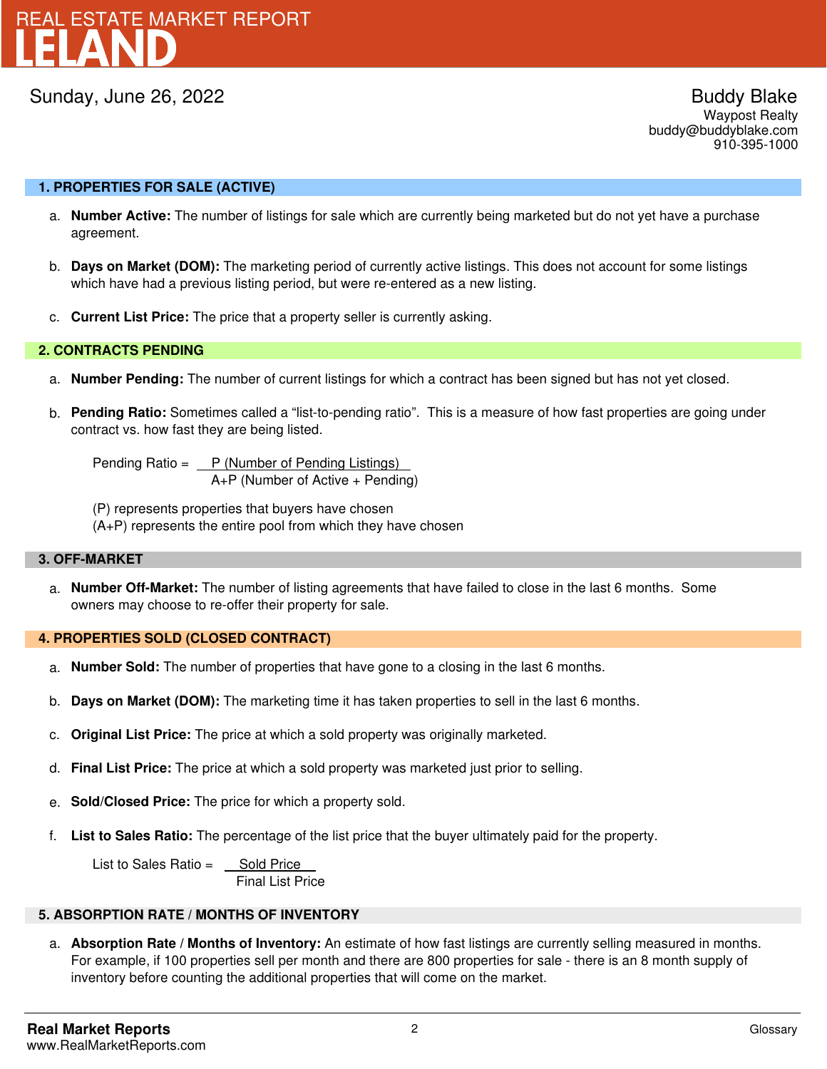# REAL ESTATE MARKET REPORT
# LELAND

Sunday, June 26, 2022

**Buddy Blake**
Waypost Realty
buddy@buddyblake.com
910-395-1000

## 1. PROPERTIES FOR SALE (ACTIVE)

a. **Number Active:** The number of listings for sale which are currently being marketed but do not yet have a purchase agreement.

b. **Days on Market (DOM):** The marketing period of currently active listings. This does not account for some listings which have had a previous listing period, but were re-entered as a new listing.

c. **Current List Price:** The price that a property seller is currently asking.

## 2. CONTRACTS PENDING

a. **Number Pending:** The number of current listings for which a contract has been signed but has not yet closed.

b. **Pending Ratio:** Sometimes called a "list-to-pending ratio". This is a measure of how fast properties are going under contract vs. how fast they are being listed.

$$\text{Pending Ratio} = \frac{\text{P (Number of Pending Listings)}}{\text{A+P (Number of Active + Pending)}}$$

(P) represents properties that buyers have chosen
(A+P) represents the entire pool from which they have chosen

## 3. OFF-MARKET

a. **Number Off-Market:** The number of listing agreements that have failed to close in the last 6 months. Some owners may choose to re-offer their property for sale.

## 4. PROPERTIES SOLD (CLOSED CONTRACT)

a. **Number Sold:** The number of properties that have gone to a closing in the last 6 months.

b. **Days on Market (DOM):** The marketing time it has taken properties to sell in the last 6 months.

c. **Original List Price:** The price at which a sold property was originally marketed.

d. **Final List Price:** The price at which a sold property was marketed just prior to selling.

e. **Sold/Closed Price:** The price for which a property sold.

f. **List to Sales Ratio:** The percentage of the list price that the buyer ultimately paid for the property.

$$\text{List to Sales Ratio} = \frac{\text{Sold Price}}{\text{Final List Price}}$$

## 5. ABSORPTION RATE / MONTHS OF INVENTORY

a. **Absorption Rate / Months of Inventory:** An estimate of how fast listings are currently selling measured in months. For example, if 100 properties sell per month and there are 800 properties for sale - there is an 8 month supply of inventory before counting the additional properties that will come on the market.